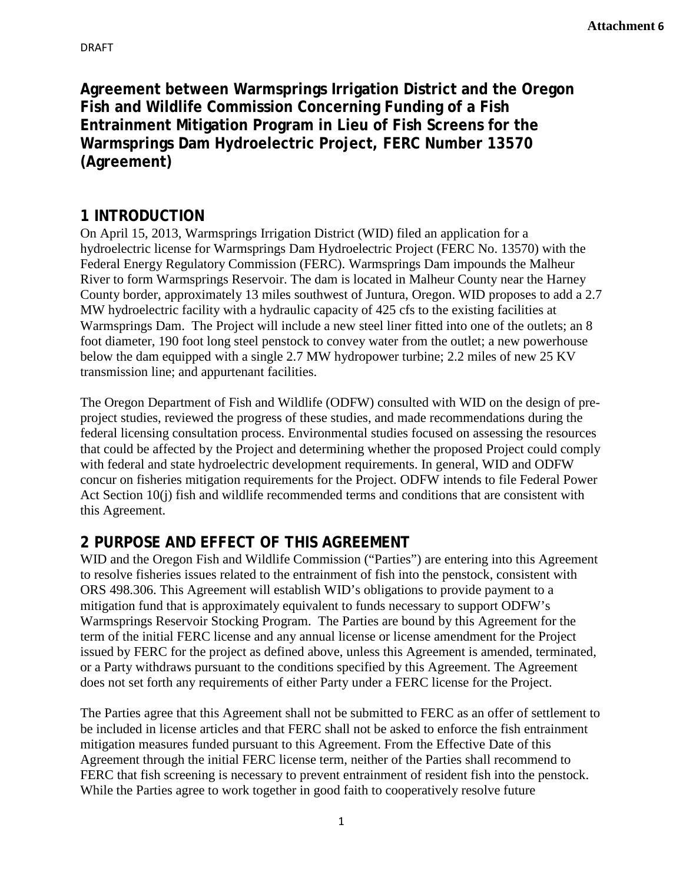Attachment 6

DRAFT

# Agreement between Warmsprings Irrigation District and the Oregon Fish and Wildlife Commission Concerning Funding of a Fish Entrainment Mitigation Program in Lieu of Fish Screens for the Warmsprings Dam Hydroelectric Project, FERC Number 13570 (Agreement)

## 1 INTRODUCTION

On April 15, 2013, Warmsprings Irrigation District (WID) filed an application for a hydroelectric license for Warmsprings Dam Hydroelectric Project (FERC No. 13570) with the Federal Energy Regulatory Commission (FERC). Warmsprings Dam impounds the Malheur River to form Warmsprings Reservoir. The dam is located in Malheur County near the Harney County border, approximately 13 miles southwest of Juntura, Oregon. WID proposes to add a 2.7 MW hydroelectric facility with a hydraulic capacity of 425 cfs to the existing facilities at Warmsprings Dam. The Project will include a new steel liner fitted into one of the outlets; an 8 foot diameter, 190 foot long steel penstock to convey water from the outlet; a new powerhouse below the dam equipped with a single 2.7 MW hydropower turbine; 2.2 miles of new 25 KV transmission line; and appurtenant facilities.

The Oregon Department of Fish and Wildlife (ODFW) consulted with WID on the design of pre-project studies, reviewed the progress of these studies, and made recommendations during the federal licensing consultation process. Environmental studies focused on assessing the resources that could be affected by the Project and determining whether the proposed Project could comply with federal and state hydroelectric development requirements. In general, WID and ODFW concur on fisheries mitigation requirements for the Project. ODFW intends to file Federal Power Act Section 10(j) fish and wildlife recommended terms and conditions that are consistent with this Agreement.

## 2 PURPOSE AND EFFECT OF THIS AGREEMENT

WID and the Oregon Fish and Wildlife Commission ("Parties") are entering into this Agreement to resolve fisheries issues related to the entrainment of fish into the penstock, consistent with ORS 498.306. This Agreement will establish WID's obligations to provide payment to a mitigation fund that is approximately equivalent to funds necessary to support ODFW's Warmsprings Reservoir Stocking Program. The Parties are bound by this Agreement for the term of the initial FERC license and any annual license or license amendment for the Project issued by FERC for the project as defined above, unless this Agreement is amended, terminated, or a Party withdraws pursuant to the conditions specified by this Agreement. The Agreement does not set forth any requirements of either Party under a FERC license for the Project.

The Parties agree that this Agreement shall not be submitted to FERC as an offer of settlement to be included in license articles and that FERC shall not be asked to enforce the fish entrainment mitigation measures funded pursuant to this Agreement. From the Effective Date of this Agreement through the initial FERC license term, neither of the Parties shall recommend to FERC that fish screening is necessary to prevent entrainment of resident fish into the penstock. While the Parties agree to work together in good faith to cooperatively resolve future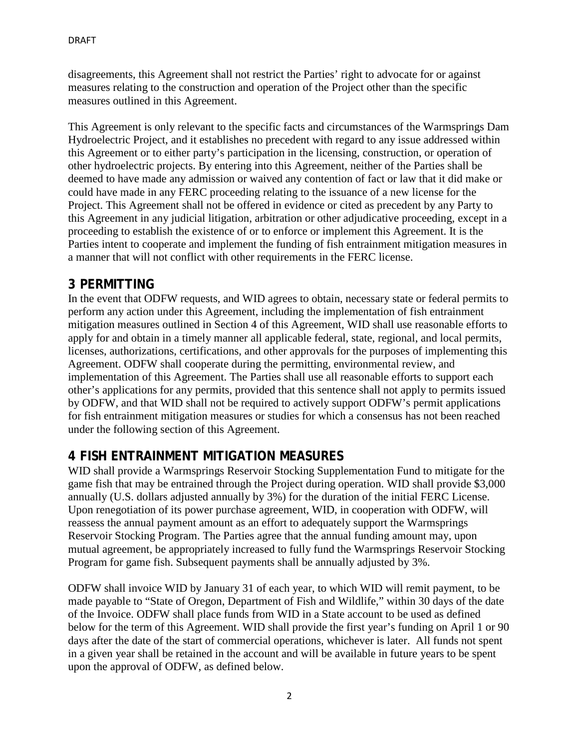disagreements, this Agreement shall not restrict the Parties' right to advocate for or against measures relating to the construction and operation of the Project other than the specific measures outlined in this Agreement.

This Agreement is only relevant to the specific facts and circumstances of the Warmsprings Dam Hydroelectric Project, and it establishes no precedent with regard to any issue addressed within this Agreement or to either party's participation in the licensing, construction, or operation of other hydroelectric projects. By entering into this Agreement, neither of the Parties shall be deemed to have made any admission or waived any contention of fact or law that it did make or could have made in any FERC proceeding relating to the issuance of a new license for the Project. This Agreement shall not be offered in evidence or cited as precedent by any Party to this Agreement in any judicial litigation, arbitration or other adjudicative proceeding, except in a proceeding to establish the existence of or to enforce or implement this Agreement. It is the Parties intent to cooperate and implement the funding of fish entrainment mitigation measures in a manner that will not conflict with other requirements in the FERC license.

# 3 PERMITTING

In the event that ODFW requests, and WID agrees to obtain, necessary state or federal permits to perform any action under this Agreement, including the implementation of fish entrainment mitigation measures outlined in Section 4 of this Agreement, WID shall use reasonable efforts to apply for and obtain in a timely manner all applicable federal, state, regional, and local permits, licenses, authorizations, certifications, and other approvals for the purposes of implementing this Agreement. ODFW shall cooperate during the permitting, environmental review, and implementation of this Agreement. The Parties shall use all reasonable efforts to support each other's applications for any permits, provided that this sentence shall not apply to permits issued by ODFW, and that WID shall not be required to actively support ODFW's permit applications for fish entrainment mitigation measures or studies for which a consensus has not been reached under the following section of this Agreement.

# 4 FISH ENTRAINMENT MITIGATION MEASURES

WID shall provide a Warmsprings Reservoir Stocking Supplementation Fund to mitigate for the game fish that may be entrained through the Project during operation. WID shall provide $3,000 annually (U.S. dollars adjusted annually by 3%) for the duration of the initial FERC License. Upon renegotiation of its power purchase agreement, WID, in cooperation with ODFW, will reassess the annual payment amount as an effort to adequately support the Warmsprings Reservoir Stocking Program. The Parties agree that the annual funding amount may, upon mutual agreement, be appropriately increased to fully fund the Warmsprings Reservoir Stocking Program for game fish. Subsequent payments shall be annually adjusted by 3%.

ODFW shall invoice WID by January 31 of each year, to which WID will remit payment, to be made payable to "State of Oregon, Department of Fish and Wildlife," within 30 days of the date of the Invoice. ODFW shall place funds from WID in a State account to be used as defined below for the term of this Agreement. WID shall provide the first year's funding on April 1 or 90 days after the date of the start of commercial operations, whichever is later. All funds not spent in a given year shall be retained in the account and will be available in future years to be spent upon the approval of ODFW, as defined below.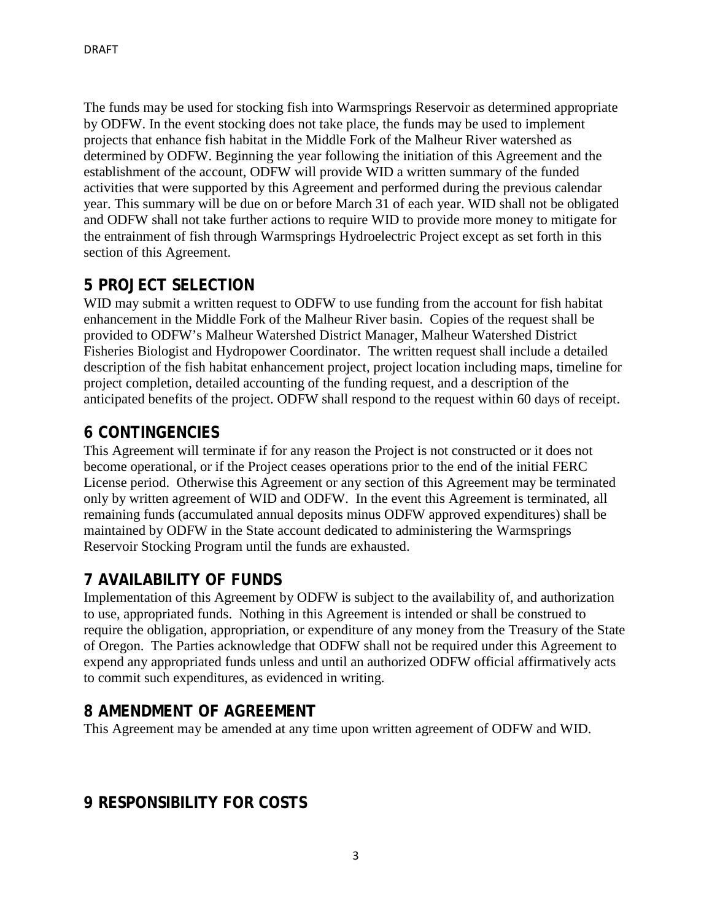The funds may be used for stocking fish into Warmsprings Reservoir as determined appropriate by ODFW. In the event stocking does not take place, the funds may be used to implement projects that enhance fish habitat in the Middle Fork of the Malheur River watershed as determined by ODFW. Beginning the year following the initiation of this Agreement and the establishment of the account, ODFW will provide WID a written summary of the funded activities that were supported by this Agreement and performed during the previous calendar year. This summary will be due on or before March 31 of each year. WID shall not be obligated and ODFW shall not take further actions to require WID to provide more money to mitigate for the entrainment of fish through Warmsprings Hydroelectric Project except as set forth in this section of this Agreement.

## 5 PROJECT SELECTION

WID may submit a written request to ODFW to use funding from the account for fish habitat enhancement in the Middle Fork of the Malheur River basin. Copies of the request shall be provided to ODFW's Malheur Watershed District Manager, Malheur Watershed District Fisheries Biologist and Hydropower Coordinator. The written request shall include a detailed description of the fish habitat enhancement project, project location including maps, timeline for project completion, detailed accounting of the funding request, and a description of the anticipated benefits of the project. ODFW shall respond to the request within 60 days of receipt.

## 6 CONTINGENCIES

This Agreement will terminate if for any reason the Project is not constructed or it does not become operational, or if the Project ceases operations prior to the end of the initial FERC License period. Otherwise this Agreement or any section of this Agreement may be terminated only by written agreement of WID and ODFW. In the event this Agreement is terminated, all remaining funds (accumulated annual deposits minus ODFW approved expenditures) shall be maintained by ODFW in the State account dedicated to administering the Warmsprings Reservoir Stocking Program until the funds are exhausted.

## 7 AVAILABILITY OF FUNDS

Implementation of this Agreement by ODFW is subject to the availability of, and authorization to use, appropriated funds. Nothing in this Agreement is intended or shall be construed to require the obligation, appropriation, or expenditure of any money from the Treasury of the State of Oregon. The Parties acknowledge that ODFW shall not be required under this Agreement to expend any appropriated funds unless and until an authorized ODFW official affirmatively acts to commit such expenditures, as evidenced in writing.

## 8 AMENDMENT OF AGREEMENT

This Agreement may be amended at any time upon written agreement of ODFW and WID.

## 9 RESPONSIBILITY FOR COSTS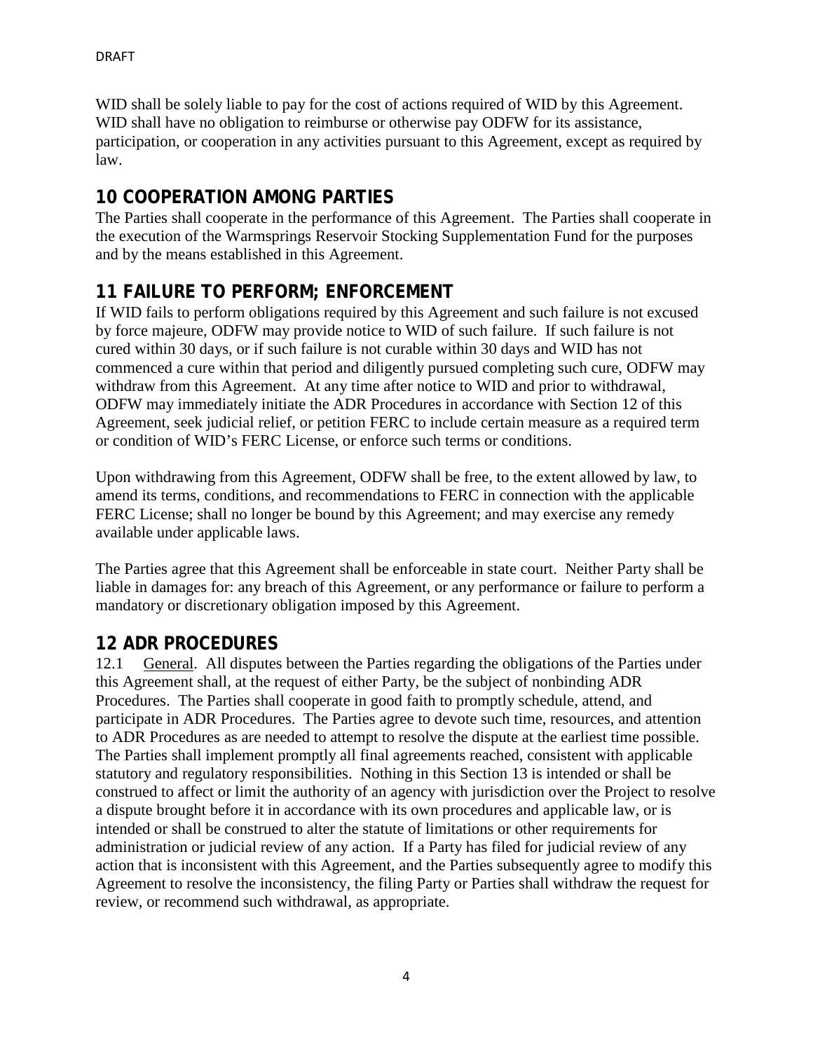WID shall be solely liable to pay for the cost of actions required of WID by this Agreement. WID shall have no obligation to reimburse or otherwise pay ODFW for its assistance, participation, or cooperation in any activities pursuant to this Agreement, except as required by law.

## 10 COOPERATION AMONG PARTIES

The Parties shall cooperate in the performance of this Agreement. The Parties shall cooperate in the execution of the Warmsprings Reservoir Stocking Supplementation Fund for the purposes and by the means established in this Agreement.

## 11 FAILURE TO PERFORM; ENFORCEMENT

If WID fails to perform obligations required by this Agreement and such failure is not excused by force majeure, ODFW may provide notice to WID of such failure. If such failure is not cured within 30 days, or if such failure is not curable within 30 days and WID has not commenced a cure within that period and diligently pursued completing such cure, ODFW may withdraw from this Agreement. At any time after notice to WID and prior to withdrawal, ODFW may immediately initiate the ADR Procedures in accordance with Section 12 of this Agreement, seek judicial relief, or petition FERC to include certain measure as a required term or condition of WID's FERC License, or enforce such terms or conditions.

Upon withdrawing from this Agreement, ODFW shall be free, to the extent allowed by law, to amend its terms, conditions, and recommendations to FERC in connection with the applicable FERC License; shall no longer be bound by this Agreement; and may exercise any remedy available under applicable laws.

The Parties agree that this Agreement shall be enforceable in state court. Neither Party shall be liable in damages for: any breach of this Agreement, or any performance or failure to perform a mandatory or discretionary obligation imposed by this Agreement.

## 12 ADR PROCEDURES

12.1 General. All disputes between the Parties regarding the obligations of the Parties under this Agreement shall, at the request of either Party, be the subject of nonbinding ADR Procedures. The Parties shall cooperate in good faith to promptly schedule, attend, and participate in ADR Procedures. The Parties agree to devote such time, resources, and attention to ADR Procedures as are needed to attempt to resolve the dispute at the earliest time possible. The Parties shall implement promptly all final agreements reached, consistent with applicable statutory and regulatory responsibilities. Nothing in this Section 13 is intended or shall be construed to affect or limit the authority of an agency with jurisdiction over the Project to resolve a dispute brought before it in accordance with its own procedures and applicable law, or is intended or shall be construed to alter the statute of limitations or other requirements for administration or judicial review of any action. If a Party has filed for judicial review of any action that is inconsistent with this Agreement, and the Parties subsequently agree to modify this Agreement to resolve the inconsistency, the filing Party or Parties shall withdraw the request for review, or recommend such withdrawal, as appropriate.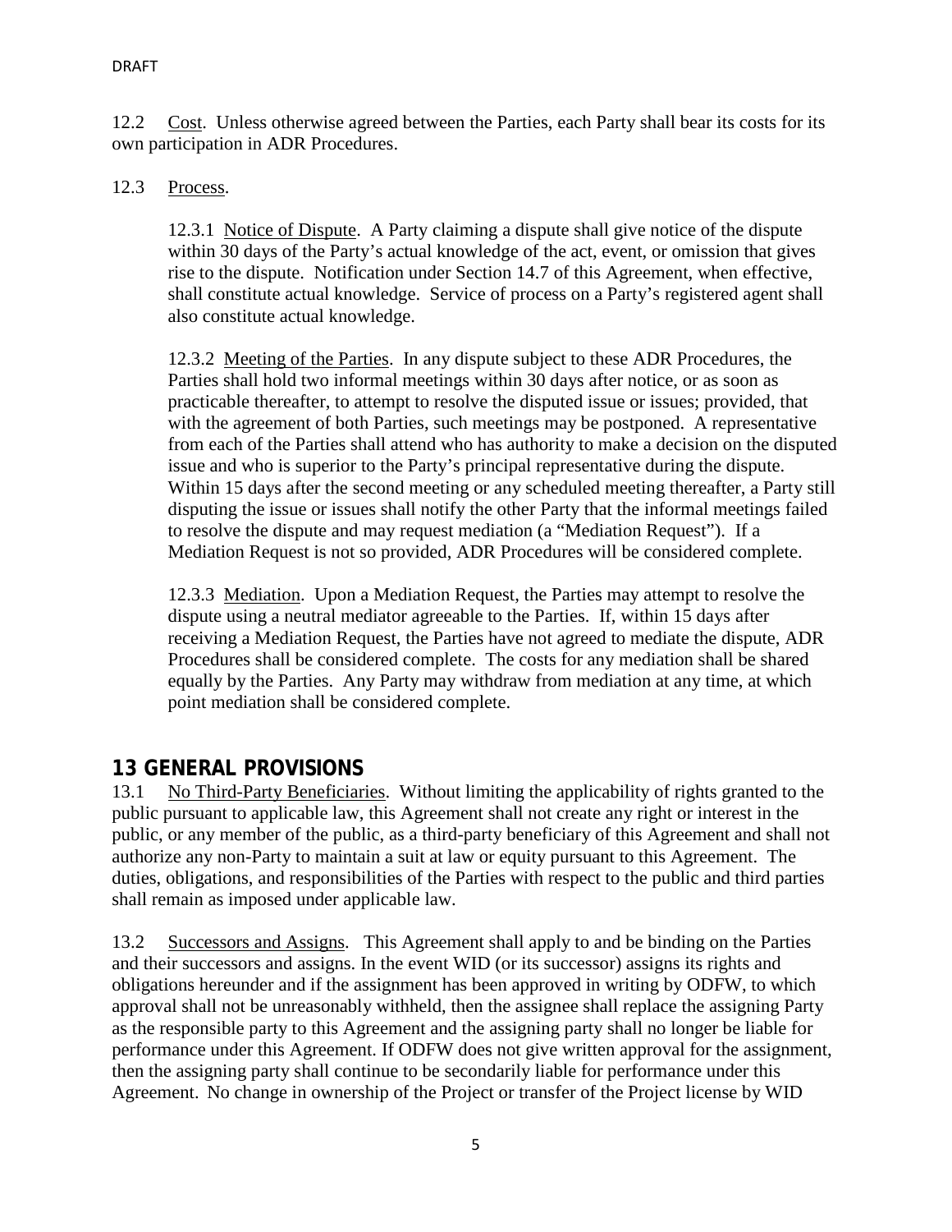12.2 Cost. Unless otherwise agreed between the Parties, each Party shall bear its costs for its own participation in ADR Procedures.

12.3 Process.

12.3.1 Notice of Dispute. A Party claiming a dispute shall give notice of the dispute within 30 days of the Party's actual knowledge of the act, event, or omission that gives rise to the dispute. Notification under Section 14.7 of this Agreement, when effective, shall constitute actual knowledge. Service of process on a Party's registered agent shall also constitute actual knowledge.

12.3.2 Meeting of the Parties. In any dispute subject to these ADR Procedures, the Parties shall hold two informal meetings within 30 days after notice, or as soon as practicable thereafter, to attempt to resolve the disputed issue or issues; provided, that with the agreement of both Parties, such meetings may be postponed. A representative from each of the Parties shall attend who has authority to make a decision on the disputed issue and who is superior to the Party's principal representative during the dispute. Within 15 days after the second meeting or any scheduled meeting thereafter, a Party still disputing the issue or issues shall notify the other Party that the informal meetings failed to resolve the dispute and may request mediation (a "Mediation Request"). If a Mediation Request is not so provided, ADR Procedures will be considered complete.

12.3.3 Mediation. Upon a Mediation Request, the Parties may attempt to resolve the dispute using a neutral mediator agreeable to the Parties. If, within 15 days after receiving a Mediation Request, the Parties have not agreed to mediate the dispute, ADR Procedures shall be considered complete. The costs for any mediation shall be shared equally by the Parties. Any Party may withdraw from mediation at any time, at which point mediation shall be considered complete.

## 13 GENERAL PROVISIONS

13.1 No Third-Party Beneficiaries. Without limiting the applicability of rights granted to the public pursuant to applicable law, this Agreement shall not create any right or interest in the public, or any member of the public, as a third-party beneficiary of this Agreement and shall not authorize any non-Party to maintain a suit at law or equity pursuant to this Agreement. The duties, obligations, and responsibilities of the Parties with respect to the public and third parties shall remain as imposed under applicable law.

13.2 Successors and Assigns. This Agreement shall apply to and be binding on the Parties and their successors and assigns. In the event WID (or its successor) assigns its rights and obligations hereunder and if the assignment has been approved in writing by ODFW, to which approval shall not be unreasonably withheld, then the assignee shall replace the assigning Party as the responsible party to this Agreement and the assigning party shall no longer be liable for performance under this Agreement. If ODFW does not give written approval for the assignment, then the assigning party shall continue to be secondarily liable for performance under this Agreement. No change in ownership of the Project or transfer of the Project license by WID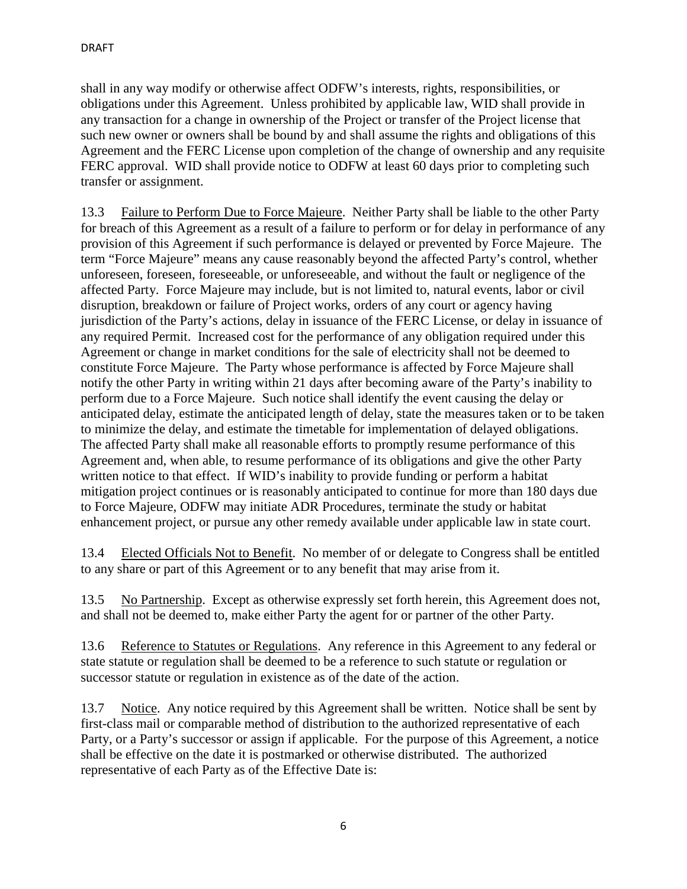shall in any way modify or otherwise affect ODFW's interests, rights, responsibilities, or obligations under this Agreement. Unless prohibited by applicable law, WID shall provide in any transaction for a change in ownership of the Project or transfer of the Project license that such new owner or owners shall be bound by and shall assume the rights and obligations of this Agreement and the FERC License upon completion of the change of ownership and any requisite FERC approval. WID shall provide notice to ODFW at least 60 days prior to completing such transfer or assignment.

13.3 Failure to Perform Due to Force Majeure. Neither Party shall be liable to the other Party for breach of this Agreement as a result of a failure to perform or for delay in performance of any provision of this Agreement if such performance is delayed or prevented by Force Majeure. The term "Force Majeure" means any cause reasonably beyond the affected Party's control, whether unforeseen, foreseen, foreseeable, or unforeseeable, and without the fault or negligence of the affected Party. Force Majeure may include, but is not limited to, natural events, labor or civil disruption, breakdown or failure of Project works, orders of any court or agency having jurisdiction of the Party's actions, delay in issuance of the FERC License, or delay in issuance of any required Permit. Increased cost for the performance of any obligation required under this Agreement or change in market conditions for the sale of electricity shall not be deemed to constitute Force Majeure. The Party whose performance is affected by Force Majeure shall notify the other Party in writing within 21 days after becoming aware of the Party's inability to perform due to a Force Majeure. Such notice shall identify the event causing the delay or anticipated delay, estimate the anticipated length of delay, state the measures taken or to be taken to minimize the delay, and estimate the timetable for implementation of delayed obligations. The affected Party shall make all reasonable efforts to promptly resume performance of this Agreement and, when able, to resume performance of its obligations and give the other Party written notice to that effect. If WID's inability to provide funding or perform a habitat mitigation project continues or is reasonably anticipated to continue for more than 180 days due to Force Majeure, ODFW may initiate ADR Procedures, terminate the study or habitat enhancement project, or pursue any other remedy available under applicable law in state court.

13.4 Elected Officials Not to Benefit. No member of or delegate to Congress shall be entitled to any share or part of this Agreement or to any benefit that may arise from it.

13.5 No Partnership. Except as otherwise expressly set forth herein, this Agreement does not, and shall not be deemed to, make either Party the agent for or partner of the other Party.

13.6 Reference to Statutes or Regulations. Any reference in this Agreement to any federal or state statute or regulation shall be deemed to be a reference to such statute or regulation or successor statute or regulation in existence as of the date of the action.

13.7 Notice. Any notice required by this Agreement shall be written. Notice shall be sent by first-class mail or comparable method of distribution to the authorized representative of each Party, or a Party's successor or assign if applicable. For the purpose of this Agreement, a notice shall be effective on the date it is postmarked or otherwise distributed. The authorized representative of each Party as of the Effective Date is: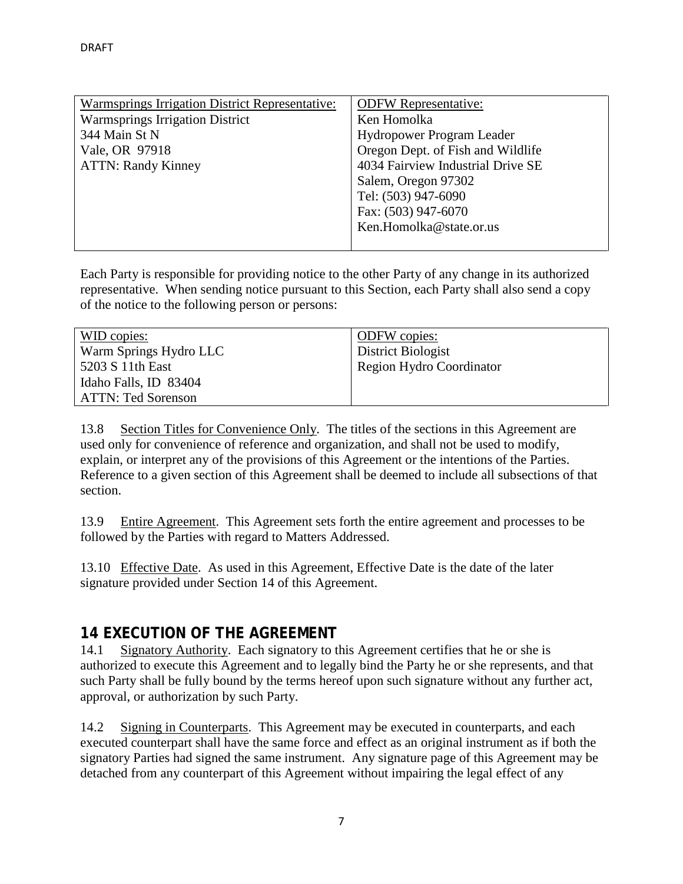DRAFT

| Warmsprings Irrigation District Representative: | ODFW Representative: |
|---|---|
| Warmsprings Irrigation District<br>344 Main St N<br>Vale, OR 97918<br>ATTN: Randy Kinney | Ken Homolka<br>Hydropower Program Leader<br>Oregon Dept. of Fish and Wildlife<br>4034 Fairview Industrial Drive SE<br>Salem, Oregon 97302<br>Tel: (503) 947-6090<br>Fax: (503) 947-6070<br>Ken.Homolka@state.or.us |

Each Party is responsible for providing notice to the other Party of any change in its authorized representative. When sending notice pursuant to this Section, each Party shall also send a copy of the notice to the following person or persons:

| WID copies: | ODFW copies: |
|---|---|
| Warm Springs Hydro LLC<br>5203 S 11th East<br>Idaho Falls, ID 83404<br>ATTN: Ted Sorenson | District Biologist<br>Region Hydro Coordinator |

13.8 Section Titles for Convenience Only. The titles of the sections in this Agreement are used only for convenience of reference and organization, and shall not be used to modify, explain, or interpret any of the provisions of this Agreement or the intentions of the Parties. Reference to a given section of this Agreement shall be deemed to include all subsections of that section.

13.9 Entire Agreement. This Agreement sets forth the entire agreement and processes to be followed by the Parties with regard to Matters Addressed.

13.10 Effective Date. As used in this Agreement, Effective Date is the date of the later signature provided under Section 14 of this Agreement.

## 14 EXECUTION OF THE AGREEMENT

14.1 Signatory Authority. Each signatory to this Agreement certifies that he or she is authorized to execute this Agreement and to legally bind the Party he or she represents, and that such Party shall be fully bound by the terms hereof upon such signature without any further act, approval, or authorization by such Party.

14.2 Signing in Counterparts. This Agreement may be executed in counterparts, and each executed counterpart shall have the same force and effect as an original instrument as if both the signatory Parties had signed the same instrument. Any signature page of this Agreement may be detached from any counterpart of this Agreement without impairing the legal effect of any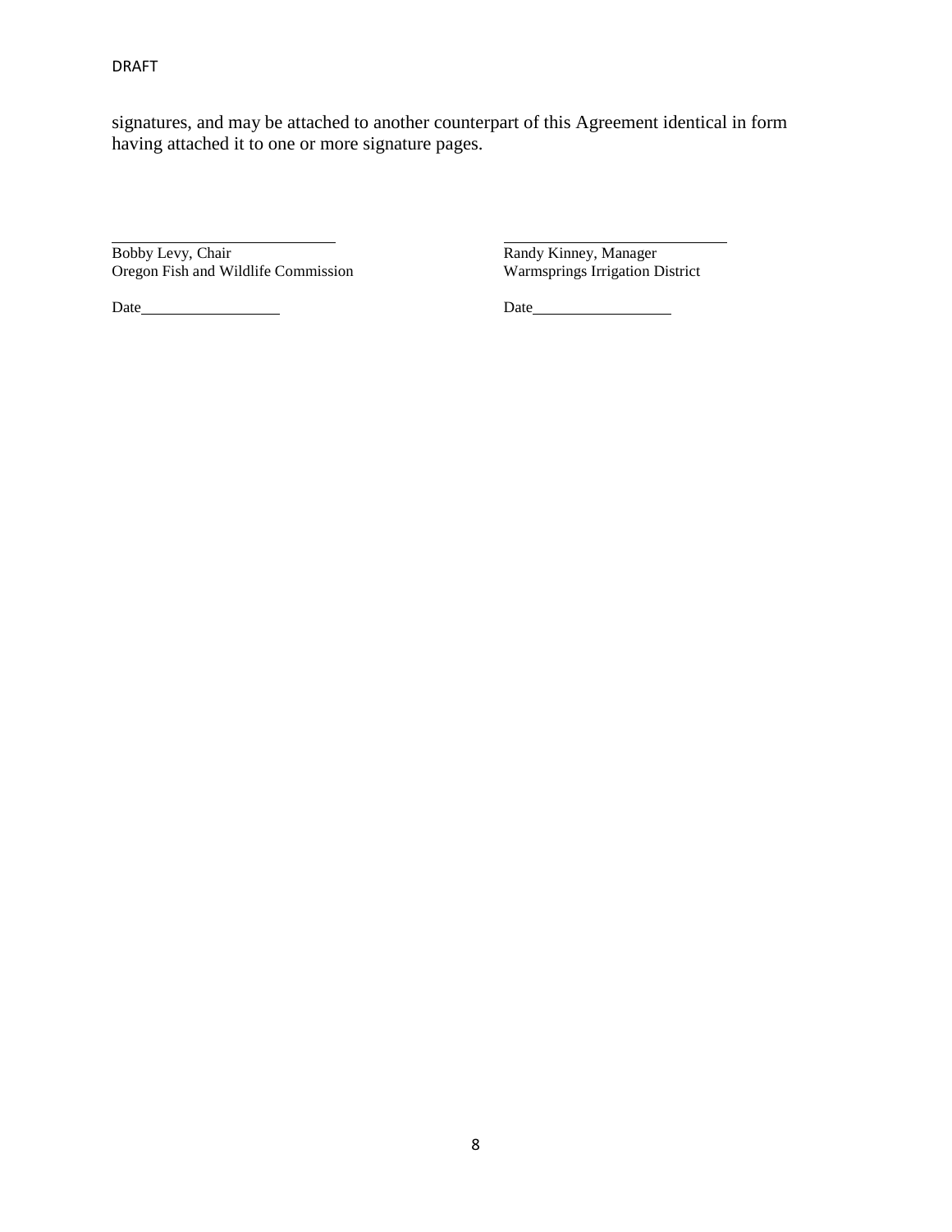signatures, and may be attached to another counterpart of this Agreement identical in form having attached it to one or more signature pages.

| | |
|---|---|
| \_\_\_\_\_\_\_\_\_\_\_\_\_\_\_\_\_\_\_\_\_\_\_\_\_\_\_\_ | \_\_\_\_\_\_\_\_\_\_\_\_\_\_\_\_\_\_\_\_\_\_\_\_\_\_\_\_ |
| Bobby Levy, Chair | Randy Kinney, Manager |
| Oregon Fish and Wildlife Commission | Warmsprings Irrigation District |
| Date\_\_\_\_\_\_\_\_\_\_\_\_\_\_\_\_\_\_ | Date\_\_\_\_\_\_\_\_\_\_\_\_\_\_\_\_\_\_ |